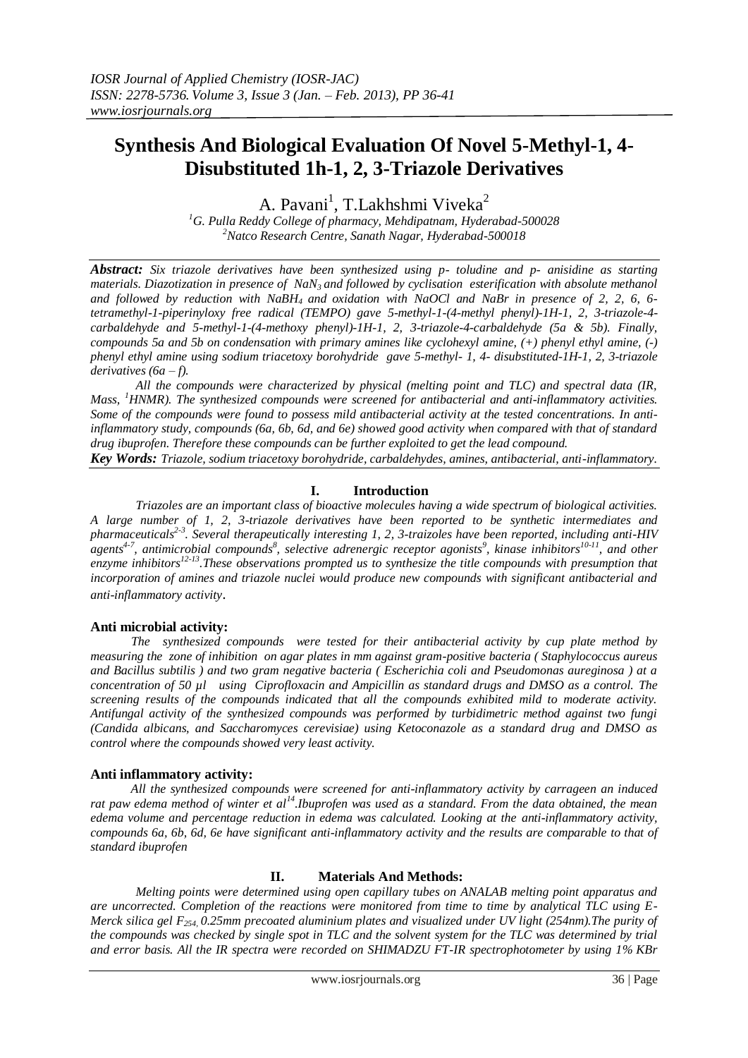# Synthesis And Biological Evaluation Of Novel 5-Methyl-1, 4-Disubstituted 1h-1, 2, 3-Triazole Derivatives

A. Pavani[1], T.Lakhshmi Viveka[2]

[1]G. Pulla Reddy College of pharmacy, Mehdipatnam, Hyderabad-500028
[2]Natco Research Centre, Sanath Nagar, Hyderabad-500018

***Abstract:*** *Six triazole derivatives have been synthesized using p- toludine and p- anisidine as starting materials. Diazotization in presence of $NaN_3$ and followed by cyclisation esterification with absolute methanol and followed by reduction with $NaBH_4$ and oxidation with NaOCl and NaBr in presence of 2, 2, 6, 6-tetramethyl-1-piperinyloxy free radical (TEMPO) gave 5-methyl-1-(4-methyl phenyl)-1H-1, 2, 3-triazole-4-carbaldehyde and 5-methyl-1-(4-methoxy phenyl)-1H-1, 2, 3-triazole-4-carbaldehyde (5a & 5b). Finally, compounds 5a and 5b on condensation with primary amines like cyclohexyl amine, (+) phenyl ethyl amine, (-) phenyl ethyl amine using sodium triacetoxy borohydride gave 5-methyl- 1, 4- disubstituted-1H-1, 2, 3-triazole derivatives (6a – f).*

*All the compounds were characterized by physical (melting point and TLC) and spectral data (IR, Mass, $^1$HNMR). The synthesized compounds were screened for antibacterial and anti-inflammatory activities. Some of the compounds were found to possess mild antibacterial activity at the tested concentrations. In anti-inflammatory study, compounds (6a, 6b, 6d, and 6e) showed good activity when compared with that of standard drug ibuprofen. Therefore these compounds can be further exploited to get the lead compound.*

***Key Words:*** *Triazole, sodium triacetoxy borohydride, carbaldehydes, amines, antibacterial, anti-inflammatory.*

## I. Introduction

*Triazoles are an important class of bioactive molecules having a wide spectrum of biological activities. A large number of 1, 2, 3-triazole derivatives have been reported to be synthetic intermediates and pharmaceuticals[2-3]. Several therapeutically interesting 1, 2, 3-traizoles have been reported, including anti-HIV agents[4-7], antimicrobial compounds[8], selective adrenergic receptor agonists[9], kinase inhibitors[10-11], and other enzyme inhibitors[12-13]. These observations prompted us to synthesize the title compounds with presumption that incorporation of amines and triazole nuclei would produce new compounds with significant antibacterial and anti-inflammatory activity.*

### Anti microbial activity:

*The synthesized compounds were tested for their antibacterial activity by cup plate method by measuring the zone of inhibition on agar plates in mm against two gram-positive bacteria ( Staphylococcus aureus and Bacillus subtilis ) and two gram negative bacteria ( Escherichia coli and Pseudomonas aureginosa ) at a concentration of 50 µl using Ciprofloxacin and Ampicillin as standard drugs and DMSO as a control. The screening results of the compounds indicated that all the compounds exhibited mild to moderate activity. Antifungal activity of the synthesized compounds was performed by turbidimetric method against two fungi (Candida albicans, and Saccharomyces cerevisiae) using Ketoconazole as a standard drug and DMSO as control where the compounds showed very least activity.*

### Anti inflammatory activity:

*All the synthesized compounds were screened for anti-inflammatory activity by carrageen an induced rat paw edema method of winter et al[14]. Ibuprofen was used as a standard. From the data obtained, the mean edema volume and percentage reduction in edema was calculated. Looking at the anti-inflammatory activity, compounds 6a, 6b, 6d, 6e have significant anti-inflammatory activity and the results are comparable to that of standard ibuprofen*

## II. Materials And Methods:

*Melting points were determined using open capillary tubes on ANALAB melting point apparatus and are uncorrected. Completion of the reactions were monitored from time to time by analytical TLC using E-Merck silica gel $F_{254}$, 0.25mm precoated aluminium plates and visualized under UV light (254nm). The purity of the compounds was checked by single spot in TLC and the solvent system for the TLC was determined by trial and error basis. All the IR spectra were recorded on SHIMADZU FT-IR spectrophotometer by using 1% KBr*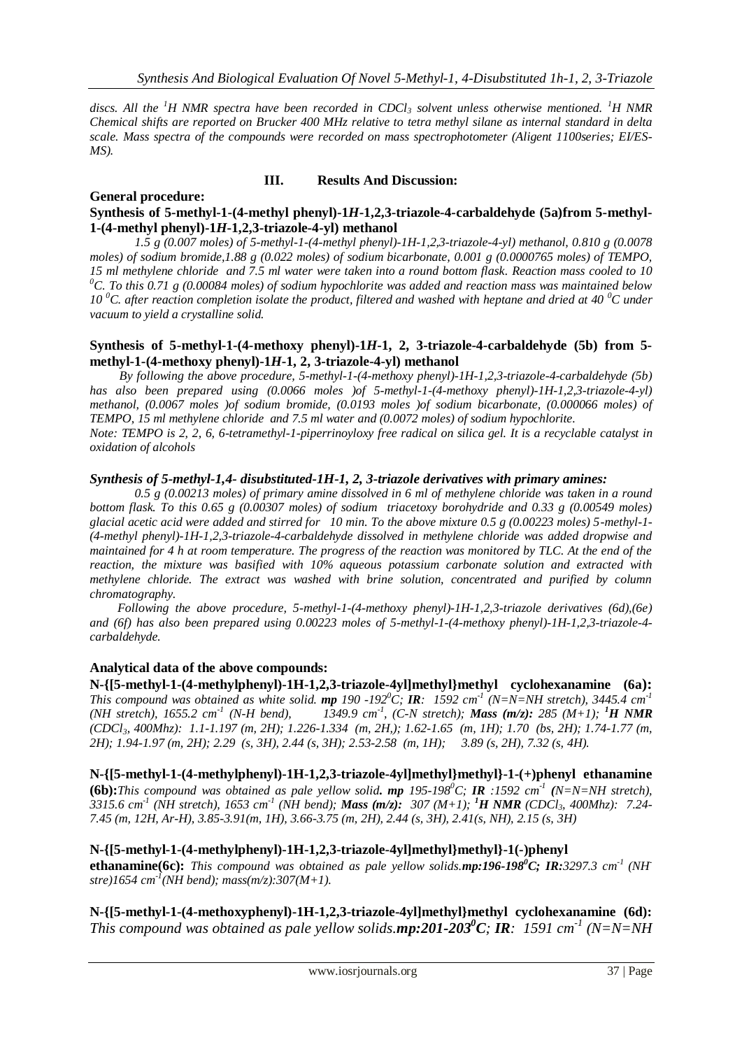*discs. All the $^1H$ NMR spectra have been recorded in $CDCl_3$ solvent unless otherwise mentioned. $^1H$ NMR Chemical shifts are reported on Brucker 400 MHz relative to tetra methyl silane as internal standard in delta scale. Mass spectra of the compounds were recorded on mass spectrophotometer (Aligent 1100series; EI/ES-MS).*

## III. Results And Discussion:

**General procedure:**

**Synthesis of 5-methyl-1-(4-methyl phenyl)-1*H*-1,2,3-triazole-4-carbaldehyde (5a)from 5-methyl-1-(4-methyl phenyl)-1*H*-1,2,3-triazole-4-yl) methanol**

*1.5 g (0.007 moles) of 5-methyl-1-(4-methyl phenyl)-1H-1,2,3-triazole-4-yl) methanol, 0.810 g (0.0078 moles) of sodium bromide,1.88 g (0.022 moles) of sodium bicarbonate, 0.001 g (0.0000765 moles) of TEMPO, 15 ml methylene chloride and 7.5 ml water were taken into a round bottom flask. Reaction mass cooled to 10 $^0$C. To this 0.71 g (0.00084 moles) of sodium hypochlorite was added and reaction mass was maintained below 10 $^0$C. after reaction completion isolate the product, filtered and washed with heptane and dried at 40 $^0$C under vacuum to yield a crystalline solid.*

**Synthesis of 5-methyl-1-(4-methoxy phenyl)-1*H*-1, 2, 3-triazole-4-carbaldehyde (5b) from 5-methyl-1-(4-methoxy phenyl)-1*H*-1, 2, 3-triazole-4-yl) methanol**

*By following the above procedure, 5-methyl-1-(4-methoxy phenyl)-1H-1,2,3-triazole-4-carbaldehyde (5b) has also been prepared using (0.0066 moles )of 5-methyl-1-(4-methoxy phenyl)-1H-1,2,3-triazole-4-yl) methanol, (0.0067 moles )of sodium bromide, (0.0193 moles )of sodium bicarbonate, (0.000066 moles) of TEMPO, 15 ml methylene chloride and 7.5 ml water and (0.0072 moles) of sodium hypochlorite.*

*Note: TEMPO is 2, 2, 6, 6-tetramethyl-1-piperrinoyloxy free radical on silica gel. It is a recyclable catalyst in oxidation of alcohols*

***Synthesis of 5-methyl-1,4- disubstituted-1H-1, 2, 3-triazole derivatives with primary amines:***

*0.5 g (0.00213 moles) of primary amine dissolved in 6 ml of methylene chloride was taken in a round bottom flask. To this 0.65 g (0.00307 moles) of sodium triacetoxy borohydride and 0.33 g (0.00549 moles) glacial acetic acid were added and stirred for 10 min. To the above mixture 0.5 g (0.00223 moles) 5-methyl-1-(4-methyl phenyl)-1H-1,2,3-triazole-4-carbaldehyde dissolved in methylene chloride was added dropwise and maintained for 4 h at room temperature. The progress of the reaction was monitored by TLC. At the end of the reaction, the mixture was basified with 10% aqueous potassium carbonate solution and extracted with methylene chloride. The extract was washed with brine solution, concentrated and purified by column chromatography.*

*Following the above procedure, 5-methyl-1-(4-methoxy phenyl)-1H-1,2,3-triazole derivatives (6d),(6e) and (6f) has also been prepared using 0.00223 moles of 5-methyl-1-(4-methoxy phenyl)-1H-1,2,3-triazole-4-carbaldehyde.*

**Analytical data of the above compounds:**

**N-{[5-methyl-1-(4-methylphenyl)-1H-1,2,3-triazole-4yl]methyl}methyl cyclohexanamine (6a):** *This compound was obtained as white solid.* ***mp*** *190 -192$^0$C;* ***IR****: 1592 cm$^{-1}$ (N=N=NH stretch), 3445.4 cm$^{-1}$ (NH stretch), 1655.2 cm$^{-1}$ (N-H bend), 1349.9 cm$^{-1}$, (C-N stretch);* ***Mass (m/z):*** *285 (M+1);* ***$^1$H NMR*** *($CDCl_3$, 400Mhz): 1.1-1.197 (m, 2H); 1.226-1.334 (m, 2H,); 1.62-1.65 (m, 1H); 1.70 (bs, 2H); 1.74-1.77 (m, 2H); 1.94-1.97 (m, 2H); 2.29 (s, 3H), 2.44 (s, 3H); 2.53-2.58 (m, 1H); 3.89 (s, 2H), 7.32 (s, 4H).*

**N-{[5-methyl-1-(4-methylphenyl)-1H-1,2,3-triazole-4yl]methyl}methyl}-1-(+)phenyl ethanamine (6b):***This compound was obtained as pale yellow solid.* ***mp*** *195-198$^0$C;* ***IR*** *:1592 cm$^{-1}$ (N=N=NH stretch), 3315.6 cm$^{-1}$ (NH stretch), 1653 cm$^{-1}$ (NH bend);* ***Mass (m/z):*** *307 (M+1);* ***$^1$H NMR*** *($CDCl_3$, 400Mhz): 7.24-7.45 (m, 12H, Ar-H), 3.85-3.91(m, 1H), 3.66-3.75 (m, 2H), 2.44 (s, 3H), 2.41(s, NH), 2.15 (s, 3H)*

**N-{[5-methyl-1-(4-methylphenyl)-1H-1,2,3-triazole-4yl]methyl}methyl}-1(-)phenyl ethanamine(6c):** *This compound was obtained as pale yellow solids.****mp:196-198$^0$C; IR:****3297.3 cm$^{-1}$ (NH stre)1654 cm$^{-1}$(NH bend); mass(m/z):307(M+1).*

**N-{[5-methyl-1-(4-methoxyphenyl)-1H-1,2,3-triazole-4yl]methyl}methyl cyclohexanamine (6d):** *This compound was obtained as pale yellow solids.****mp:201-203$^0$C; IR****: 1591 cm$^{-1}$ (N=N=NH*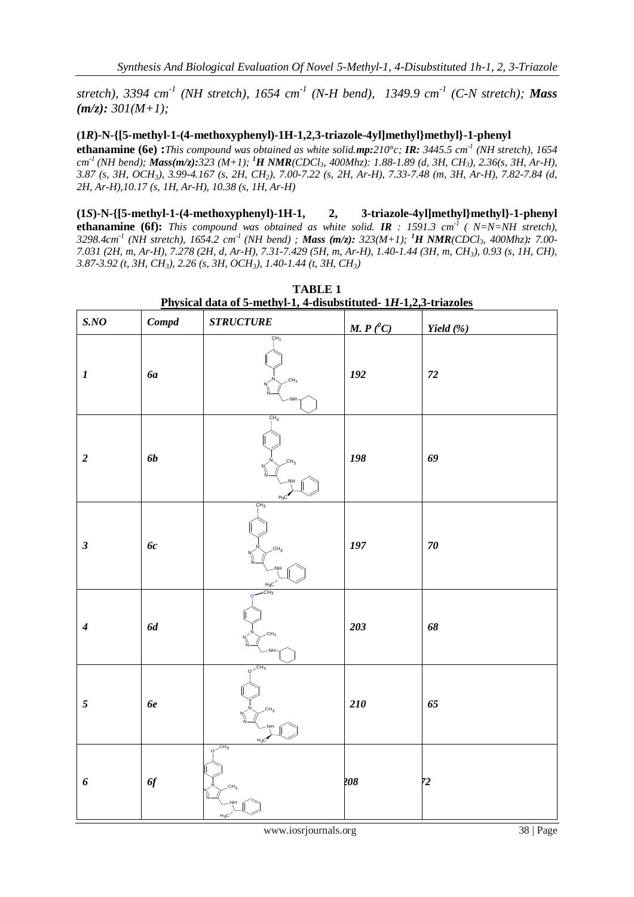*stretch), 3394 cm$^{-1}$ (NH stretch), 1654 cm$^{-1}$ (N-H bend), 1349.9 cm$^{-1}$ (C-N stretch);* ***Mass (m/z):*** *301(M+1);*

**(1*R*)-N-{[5-methyl-1-(4-methoxyphenyl)-1H-1,2,3-triazole-4yl]methyl}methyl}-1-phenyl ethanamine (6e) :***This compound was obtained as white solid.**mp:**210°c;* ***IR:*** *3445.5 cm$^{-1}$ (NH stretch), 1654 cm$^{-1}$ (NH bend);* ***Mass(m/z):****323 (M+1);* ***$^1$H NMR****(CDCl$_3$, 400Mhz): 1.88-1.89 (d, 3H, CH$_3$), 2.36(s, 3H, Ar-H), 3.87 (s, 3H, OCH$_3$), 3.99-4.167 (s, 2H, CH$_2$), 7.00-7.22 (s, 2H, Ar-H), 7.33-7.48 (m, 3H, Ar-H), 7.82-7.84 (d, 2H, Ar-H),10.17 (s, 1H, Ar-H), 10.38 (s, 1H, Ar-H)*

**(1*S*)-N-{[5-methyl-1-(4-methoxyphenyl)-1H-1, 2, 3-triazole-4yl]methyl}methyl}-1-phenyl ethanamine (6f):** *This compound was obtained as white solid.* ***IR*** *: 1591.3 cm$^{-1}$ ( N=N=NH stretch), 3298.4cm$^{-1}$ (NH stretch), 1654.2 cm$^{-1}$ (NH bend) ;* ***Mass (m/z):*** *323(M+1);* ***$^1$H NMR****(CDCl$_3$, 400Mhz)**:** 7.00-7.031 (2H, m, Ar-H), 7.278 (2H, d, Ar-H), 7.31-7.429 (5H, m, Ar-H), 1.40-1.44 (3H, m, CH$_3$), 0.93 (s, 1H, CH), 3.87-3.92 (t, 3H, CH$_3$), 2.26 (s, 3H, OCH$_3$), 1.40-1.44 (t, 3H, CH$_3$)*

**TABLE 1**

**Physical data of 5-methyl-1, 4-disubstituted- 1*H*-1,2,3-triazoles**

| *S.NO* | *Compd* | *STRUCTURE* | *M. P ($^0$C)* | *Yield (%)* |
|---|---|---|---|---|
| *1* | *6a* | | *192* | *72* |
| *2* | *6b* | | *198* | *69* |
| *3* | *6c* | | *197* | *70* |
| *4* | *6d* | | *203* | *68* |
| *5* | *6e* | | *210* | *65* |
| *6* | *6f* | | *208* | *72* |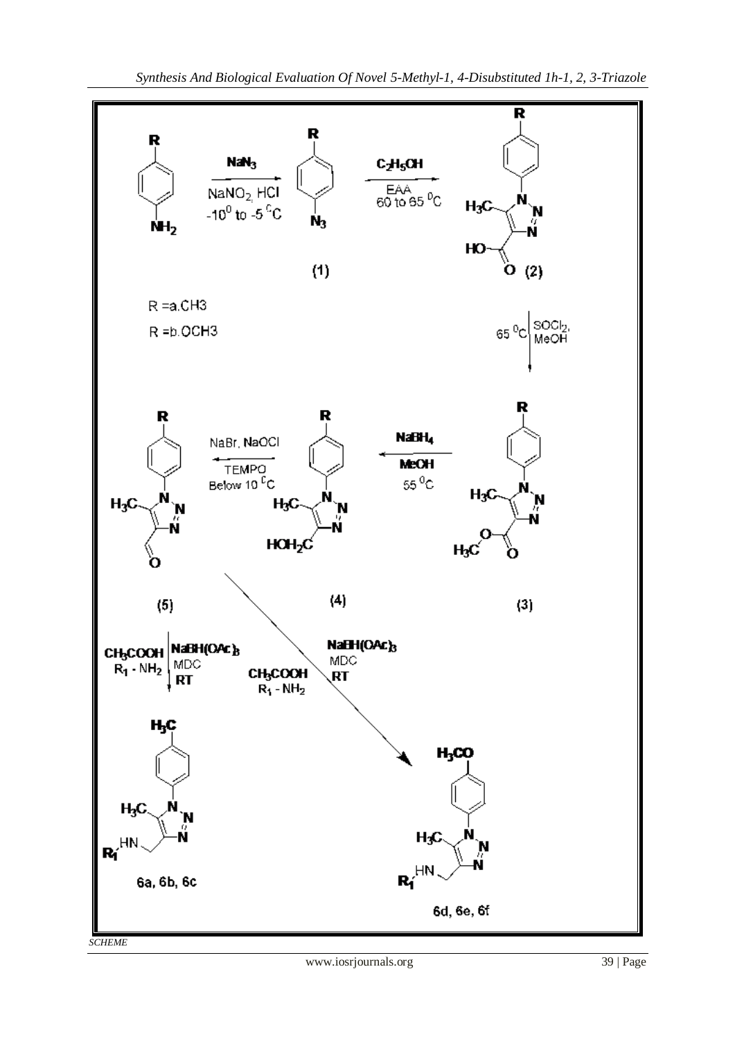R = a. CH3

R = b. OCH3

SCHEME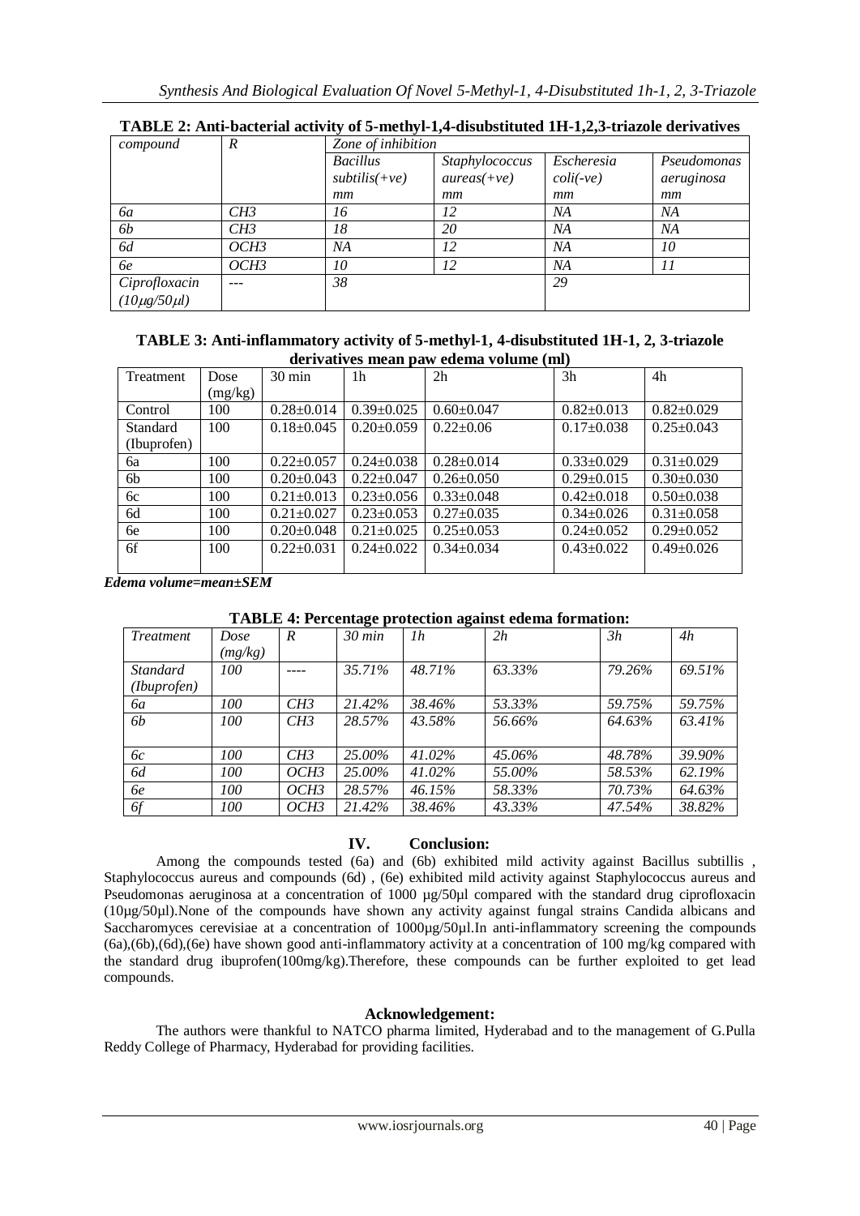**TABLE 2: Anti-bacterial activity of 5-methyl-1,4-disubstituted 1H-1,2,3-triazole derivatives**

| *compound* | *R* | *Zone of inhibition* | | | |
|---|---|---|---|---|---|
| | | *Bacillus subtilis(+ve) mm* | *Staphylococcus aureas(+ve) mm* | *Escheresia coli(-ve) mm* | *Pseudomonas aeruginosa mm* |
| *6a* | *CH3* | *16* | *12* | *NA* | *NA* |
| *6b* | *CH3* | *18* | *20* | *NA* | *NA* |
| *6d* | *OCH3* | *NA* | *12* | *NA* | *10* |
| *6e* | *OCH3* | *10* | *12* | *NA* | *11* |
| *Ciprofloxacin (10μg/50μl)* | *---* | *38* | | *29* | |

**TABLE 3: Anti-inflammatory activity of 5-methyl-1, 4-disubstituted 1H-1, 2, 3-triazole derivatives mean paw edema volume (ml)**

| Treatment | Dose (mg/kg) | 30 min | 1h | 2h | 3h | 4h |
|---|---|---|---|---|---|---|
| Control | 100 | 0.28±0.014 | 0.39±0.025 | 0.60±0.047 | 0.82±0.013 | 0.82±0.029 |
| Standard (Ibuprofen) | 100 | 0.18±0.045 | 0.20±0.059 | 0.22±0.06 | 0.17±0.038 | 0.25±0.043 |
| 6a | 100 | 0.22±0.057 | 0.24±0.038 | 0.28±0.014 | 0.33±0.029 | 0.31±0.029 |
| 6b | 100 | 0.20±0.043 | 0.22±0.047 | 0.26±0.050 | 0.29±0.015 | 0.30±0.030 |
| 6c | 100 | 0.21±0.013 | 0.23±0.056 | 0.33±0.048 | 0.42±0.018 | 0.50±0.038 |
| 6d | 100 | 0.21±0.027 | 0.23±0.053 | 0.27±0.035 | 0.34±0.026 | 0.31±0.058 |
| 6e | 100 | 0.20±0.048 | 0.21±0.025 | 0.25±0.053 | 0.24±0.052 | 0.29±0.052 |
| 6f | 100 | 0.22±0.031 | 0.24±0.022 | 0.34±0.034 | 0.43±0.022 | 0.49±0.026 |

***Edema volume=mean±SEM***

**TABLE 4: Percentage protection against edema formation:**

| *Treatment* | *Dose (mg/kg)* | *R* | *30 min* | *1h* | *2h* | *3h* | *4h* |
|---|---|---|---|---|---|---|---|
| *Standard (Ibuprofen)* | *100* | *----* | *35.71%* | *48.71%* | *63.33%* | *79.26%* | *69.51%* |
| *6a* | *100* | *CH3* | *21.42%* | *38.46%* | *53.33%* | *59.75%* | *59.75%* |
| *6b* | *100* | *CH3* | *28.57%* | *43.58%* | *56.66%* | *64.63%* | *63.41%* |
| *6c* | *100* | *CH3* | *25.00%* | *41.02%* | *45.06%* | *48.78%* | *39.90%* |
| *6d* | *100* | *OCH3* | *25.00%* | *41.02%* | *55.00%* | *58.53%* | *62.19%* |
| *6e* | *100* | *OCH3* | *28.57%* | *46.15%* | *58.33%* | *70.73%* | *64.63%* |
| *6f* | *100* | *OCH3* | *21.42%* | *38.46%* | *43.33%* | *47.54%* | *38.82%* |

## IV. Conclusion:

Among the compounds tested (6a) and (6b) exhibited mild activity against Bacillus subtillis , Staphylococcus aureus and compounds (6d) , (6e) exhibited mild activity against Staphylococcus aureus and Pseudomonas aeruginosa at a concentration of 1000 µg/50µl compared with the standard drug ciprofloxacin (10µg/50µl).None of the compounds have shown any activity against fungal strains Candida albicans and Saccharomyces cerevisiae at a concentration of 1000µg/50µl.In anti-inflammatory screening the compounds (6a),(6b),(6d),(6e) have shown good anti-inflammatory activity at a concentration of 100 mg/kg compared with the standard drug ibuprofen(100mg/kg).Therefore, these compounds can be further exploited to get lead compounds.

## Acknowledgement:

The authors were thankful to NATCO pharma limited, Hyderabad and to the management of G.Pulla Reddy College of Pharmacy, Hyderabad for providing facilities.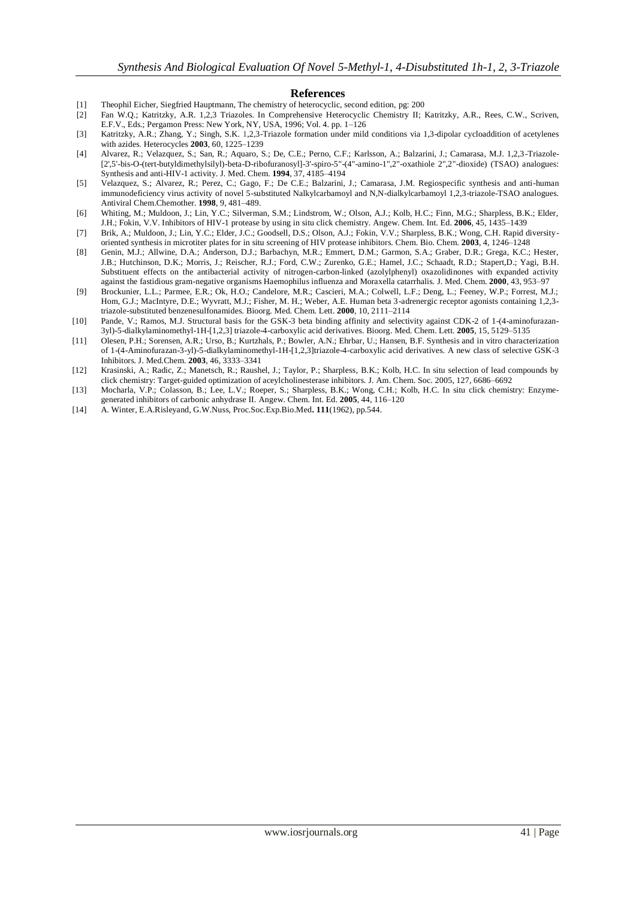## References

[1] Theophil Eicher, Siegfried Hauptmann, The chemistry of heterocyclic, second edition, pg: 200

[2] Fan W.Q.; Katritzky, A.R. 1,2,3 Triazoles. In Comprehensive Heterocyclic Chemistry II; Katritzky, A.R., Rees, C.W., Scriven, E.F.V., Eds.; Pergamon Press: New York, NY, USA, 1996; Vol. 4. pp. 1–126

[3] Katritzky, A.R.; Zhang, Y.; Singh, S.K. 1,2,3-Triazole formation under mild conditions via 1,3-dipolar cycloaddition of acetylenes with azides. Heterocycles **2003**, 60, 1225–1239

[4] Alvarez, R.; Velazquez, S.; San, R.; Aquaro, S.; De, C.E.; Perno, C.F.; Karlsson, A.; Balzarini, J.; Camarasa, M.J. 1,2,3-Triazole-[2',5'-bis-O-(tert-butyldimethylsilyl)-beta-D-ribofuranosyl]-3'-spiro-5"-(4"-amino-1",2"-oxathiole 2",2"-dioxide) (TSAO) analogues: Synthesis and anti-HIV-1 activity. J. Med. Chem. **1994**, 37, 4185–4194

[5] Velazquez, S.; Alvarez, R.; Perez, C.; Gago, F.; De C.E.; Balzarini, J.; Camarasa, J.M. Regiospecific synthesis and anti-human immunodeficiency virus activity of novel 5-substituted Nalkylcarbamoyl and N,N-dialkylcarbamoyl 1,2,3-triazole-TSAO analogues. Antiviral Chem.Chemother. **1998**, 9, 481–489.

[6] Whiting, M.; Muldoon, J.; Lin, Y.C.; Silverman, S.M.; Lindstrom, W.; Olson, A.J.; Kolb, H.C.; Finn, M.G.; Sharpless, B.K.; Elder, J.H.; Fokin, V.V. Inhibitors of HIV-1 protease by using in situ click chemistry. Angew. Chem. Int. Ed. **2006**, 45, 1435–1439

[7] Brik, A.; Muldoon, J.; Lin, Y.C.; Elder, J.C.; Goodsell, D.S.; Olson, A.J.; Fokin, V.V.; Sharpless, B.K.; Wong, C.H. Rapid diversity-oriented synthesis in microtiter plates for in situ screening of HIV protease inhibitors. Chem. Bio. Chem. **2003**, 4, 1246–1248

[8] Genin, M.J.; Allwine, D.A.; Anderson, D.J.; Barbachyn, M.R.; Emmert, D.M.; Garmon, S.A.; Graber, D.R.; Grega, K.C.; Hester, J.B.; Hutchinson, D.K.; Morris, J.; Reischer, R.J.; Ford, C.W.; Zurenko, G.E.; Hamel, J.C.; Schaadt, R.D.; Stapert,D.; Yagi, B.H. Substituent effects on the antibacterial activity of nitrogen-carbon-linked (azolylphenyl) oxazolidinones with expanded activity against the fastidious gram-negative organisms Haemophilus influenza and Moraxella catarrhalis. J. Med. Chem. **2000**, 43, 953–97

[9] Brockunier, L.L.; Parmee, E.R.; Ok, H.O.; Candelore, M.R.; Cascieri, M.A.; Colwell, L.F.; Deng, L.; Feeney, W.P.; Forrest, M.J.; Hom, G.J.; MacIntyre, D.E.; Wyvratt, M.J.; Fisher, M. H.; Weber, A.E. Human beta 3-adrenergic receptor agonists containing 1,2,3-triazole-substituted benzenesulfonamides. Bioorg. Med. Chem. Lett. **2000**, 10, 2111–2114

[10] Pande, V.; Ramos, M.J. Structural basis for the GSK-3 beta binding affinity and selectivity against CDK-2 of 1-(4-aminofurazan-3yl)-5-dialkylaminomethyl-1H-[1,2,3] triazole-4-carboxylic acid derivatives. Bioorg. Med. Chem. Lett. **2005**, 15, 5129–5135

[11] Olesen, P.H.; Sorensen, A.R.; Urso, B.; Kurtzhals, P.; Bowler, A.N.; Ehrbar, U.; Hansen, B.F. Synthesis and in vitro characterization of 1-(4-Aminofurazan-3-yl)-5-dialkylaminomethyl-1H-[1,2,3]triazole-4-carboxylic acid derivatives. A new class of selective GSK-3 Inhibitors. J. Med.Chem. **2003**, 46, 3333–3341

[12] Krasinski, A.; Radic, Z.; Manetsch, R.; Raushel, J.; Taylor, P.; Sharpless, B.K.; Kolb, H.C. In situ selection of lead compounds by click chemistry: Target-guided optimization of aceylcholinesterase inhibitors. J. Am. Chem. Soc. 2005, 127, 6686–6692

[13] Mocharla, V.P.; Colasson, B.; Lee, L.V.; Roeper, S.; Sharpless, B.K.; Wong, C.H.; Kolb, H.C. In situ click chemistry: Enzyme-generated inhibitors of carbonic anhydrase II. Angew. Chem. Int. Ed. **2005**, 44, 116–120

[14] A. Winter, E.A.Risleyand, G.W.Nuss, Proc.Soc.Exp.Bio.Med**. 111**(1962), pp.544.